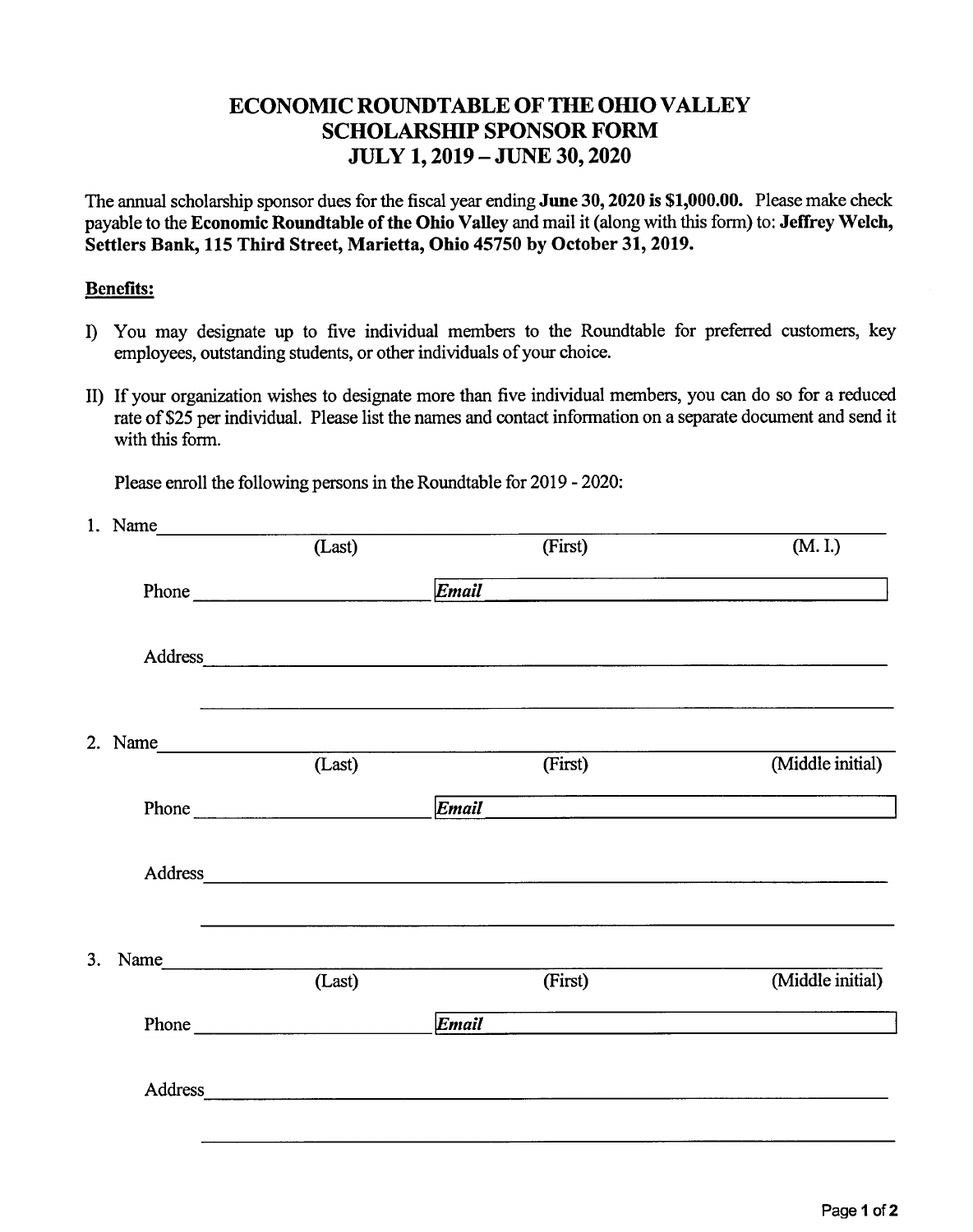# ECONOMIC ROUNDTABLE OF THE OHIO VALLEY
## SCHOLARSHIP SPONSOR FORM
## JULY 1, 2019 – JUNE 30, 2020

The annual scholarship sponsor dues for the fiscal year ending **June 30, 2020 is $1,000.00.** Please make check payable to the **Economic Roundtable of the Ohio Valley** and mail it (along with this form) to: **Jeffrey Welch, Settlers Bank, 115 Third Street, Marietta, Ohio 45750 by October 31, 2019.**

**Benefits:**

I) You may designate up to five individual members to the Roundtable for preferred customers, key employees, outstanding students, or other individuals of your choice.

II) If your organization wishes to designate more than five individual members, you can do so for a reduced rate of $25 per individual. Please list the names and contact information on a separate document and send it with this form.

Please enroll the following persons in the Roundtable for 2019 - 2020:

1. Name ______________________________________________
   (Last) (First) (M. I.)

   Phone ____________________ ***Email*** ____________________

   Address ______________________________________________

   ______________________________________________

2. Name ______________________________________________
   (Last) (First) (Middle initial)

   Phone ____________________ ***Email*** ____________________

   Address ______________________________________________

   ______________________________________________

3. Name ______________________________________________
   (Last) (First) (Middle initial)

   Phone ____________________ ***Email*** ____________________

   Address ______________________________________________

   ______________________________________________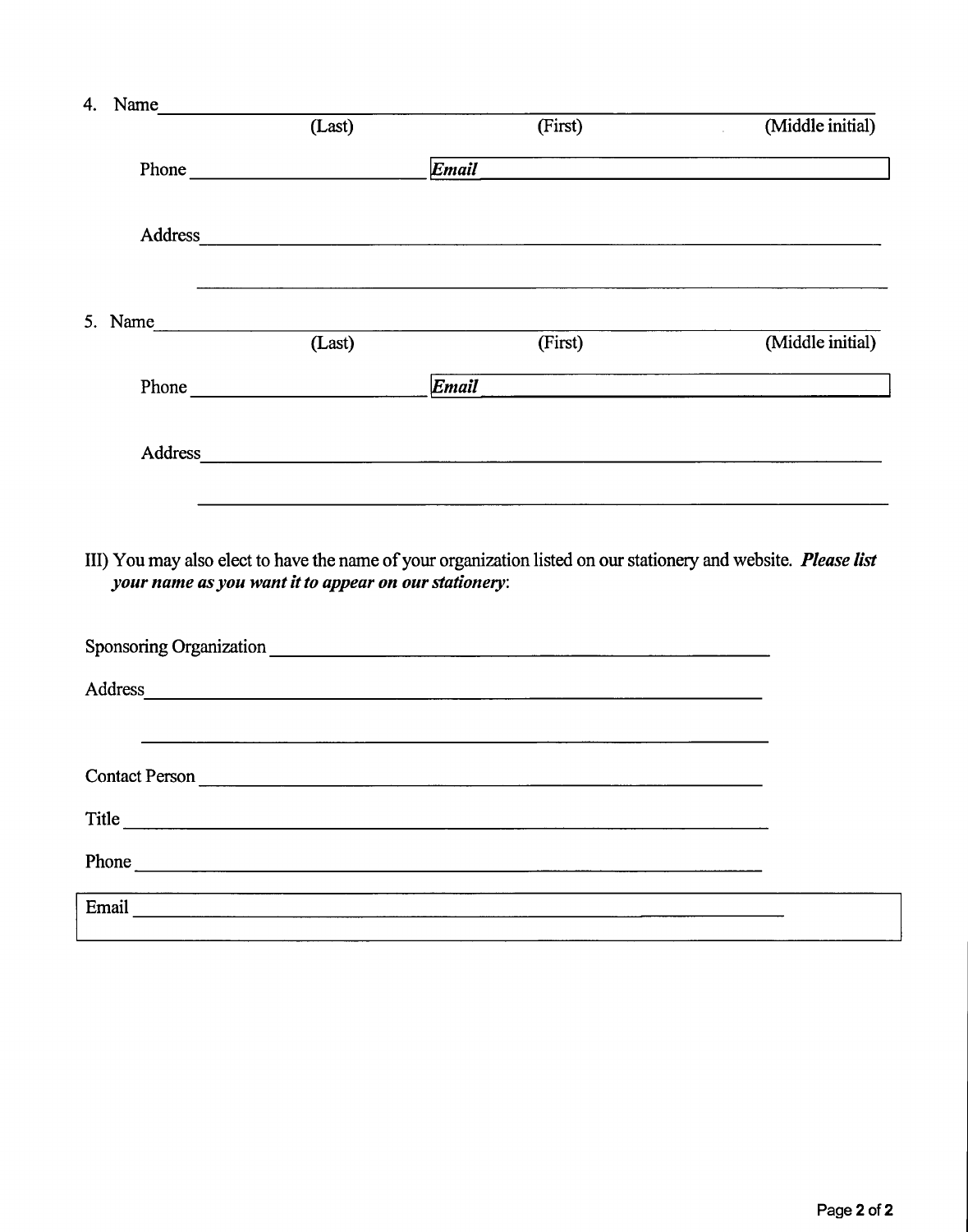4. Name ______________________________________________________________
   (Last) (First) (Middle initial)

   Phone ______________________ ***Email*** ______________________________

   Address ______________________________________________________________

   ______________________________________________________________________

5. Name ______________________________________________________________
   (Last) (First) (Middle initial)

   Phone ______________________ ***Email*** ______________________________

   Address ______________________________________________________________

   ______________________________________________________________________

III) You may also elect to have the name of your organization listed on our stationery and website. ***Please list your name as you want it to appear on our stationery***:

Sponsoring Organization ______________________________________________

Address ______________________________________________________________

______________________________________________________________________

Contact Person _______________________________________________________

Title ________________________________________________________________

Phone ________________________________________________________________

Email ________________________________________________________________